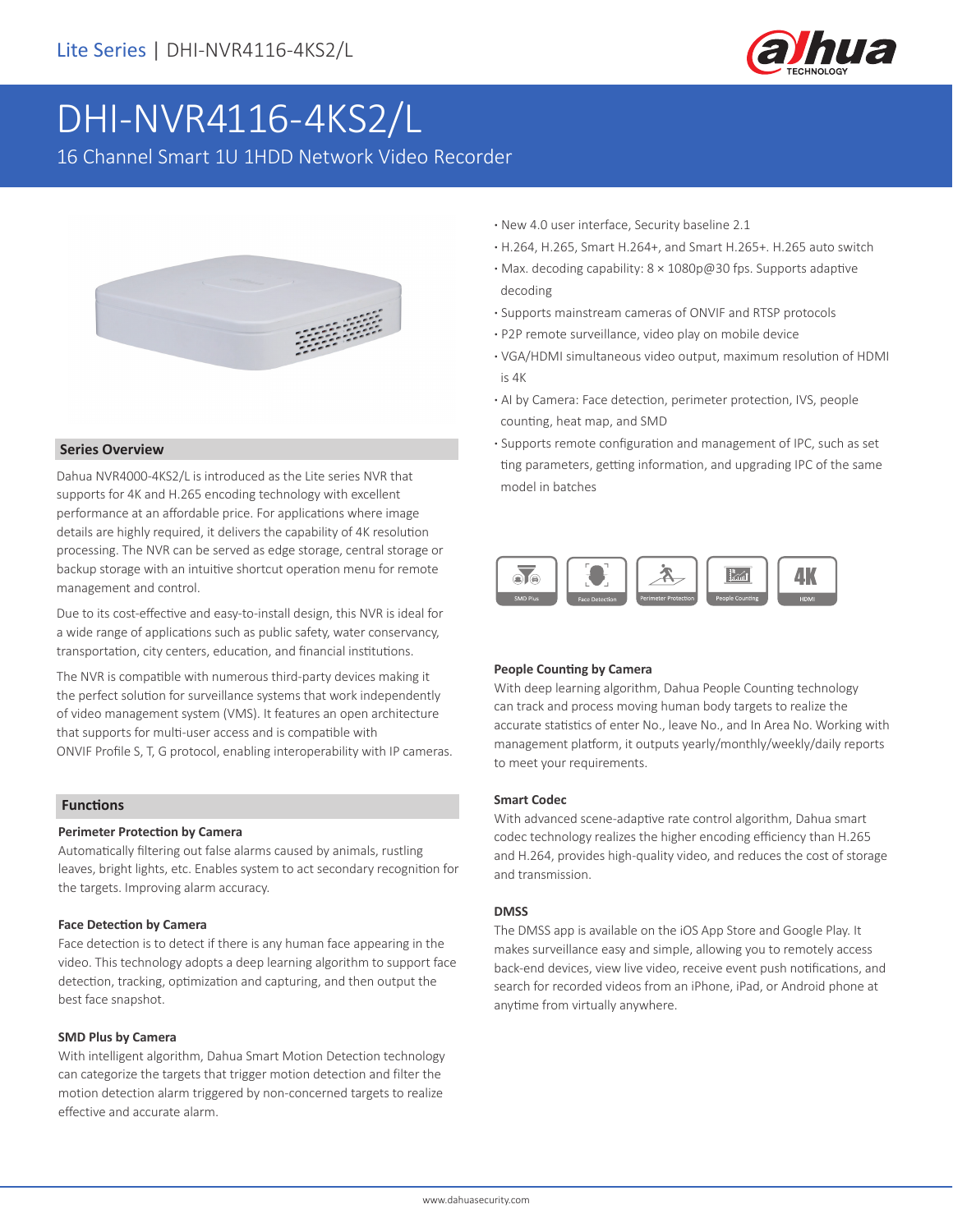Lite Series | DHI-NVR4116-4KS2/L

# DHI-NVR4116-4KS2/L

16 Channel Smart 1U 1HDD Network Video Recorder

## Series Overview

Dahua NVR4000-4KS2/L is introduced as the Lite series NVR that supports for 4K and H.265 encoding technology with excellent performance at an affordable price. For applications where image details are highly required, it delivers the capability of 4K resolution processing. The NVR can be served as edge storage, central storage or backup storage with an intuitive shortcut operation menu for remote management and control.

Due to its cost-effective and easy-to-install design, this NVR is ideal for a wide range of applications such as public safety, water conservancy, transportation, city centers, education, and financial institutions.

The NVR is compatible with numerous third-party devices making it the perfect solution for surveillance systems that work independently of video management system (VMS). It features an open architecture that supports for multi-user access and is compatible with ONVIF Profile S, T, G protocol, enabling interoperability with IP cameras.

- New 4.0 user interface, Security baseline 2.1
- H.264, H.265, Smart H.264+, and Smart H.265+. H.265 auto switch
- Max. decoding capability: 8 × 1080p@30 fps. Supports adaptive decoding
- Supports mainstream cameras of ONVIF and RTSP protocols
- P2P remote surveillance, video play on mobile device
- VGA/HDMI simultaneous video output, maximum resolution of HDMI is 4K
- AI by Camera: Face detection, perimeter protection, IVS, people counting, heat map, and SMD
- Supports remote configuration and management of IPC, such as set ting parameters, getting information, and upgrading IPC of the same model in batches

SMD Plus | Face Detection | Perimeter Protection | People Counting | 4K HDMI

## Functions

### Perimeter Protection by Camera

Automatically filtering out false alarms caused by animals, rustling leaves, bright lights, etc. Enables system to act secondary recognition for the targets. Improving alarm accuracy.

### Face Detection by Camera

Face detection is to detect if there is any human face appearing in the video. This technology adopts a deep learning algorithm to support face detection, tracking, optimization and capturing, and then output the best face snapshot.

### SMD Plus by Camera

With intelligent algorithm, Dahua Smart Motion Detection technology can categorize the targets that trigger motion detection and filter the motion detection alarm triggered by non-concerned targets to realize effective and accurate alarm.

### People Counting by Camera

With deep learning algorithm, Dahua People Counting technology can track and process moving human body targets to realize the accurate statistics of enter No., leave No., and In Area No. Working with management platform, it outputs yearly/monthly/weekly/daily reports to meet your requirements.

### Smart Codec

With advanced scene-adaptive rate control algorithm, Dahua smart codec technology realizes the higher encoding efficiency than H.265 and H.264, provides high-quality video, and reduces the cost of storage and transmission.

### DMSS

The DMSS app is available on the iOS App Store and Google Play. It makes surveillance easy and simple, allowing you to remotely access back-end devices, view live video, receive event push notifications, and search for recorded videos from an iPhone, iPad, or Android phone at anytime from virtually anywhere.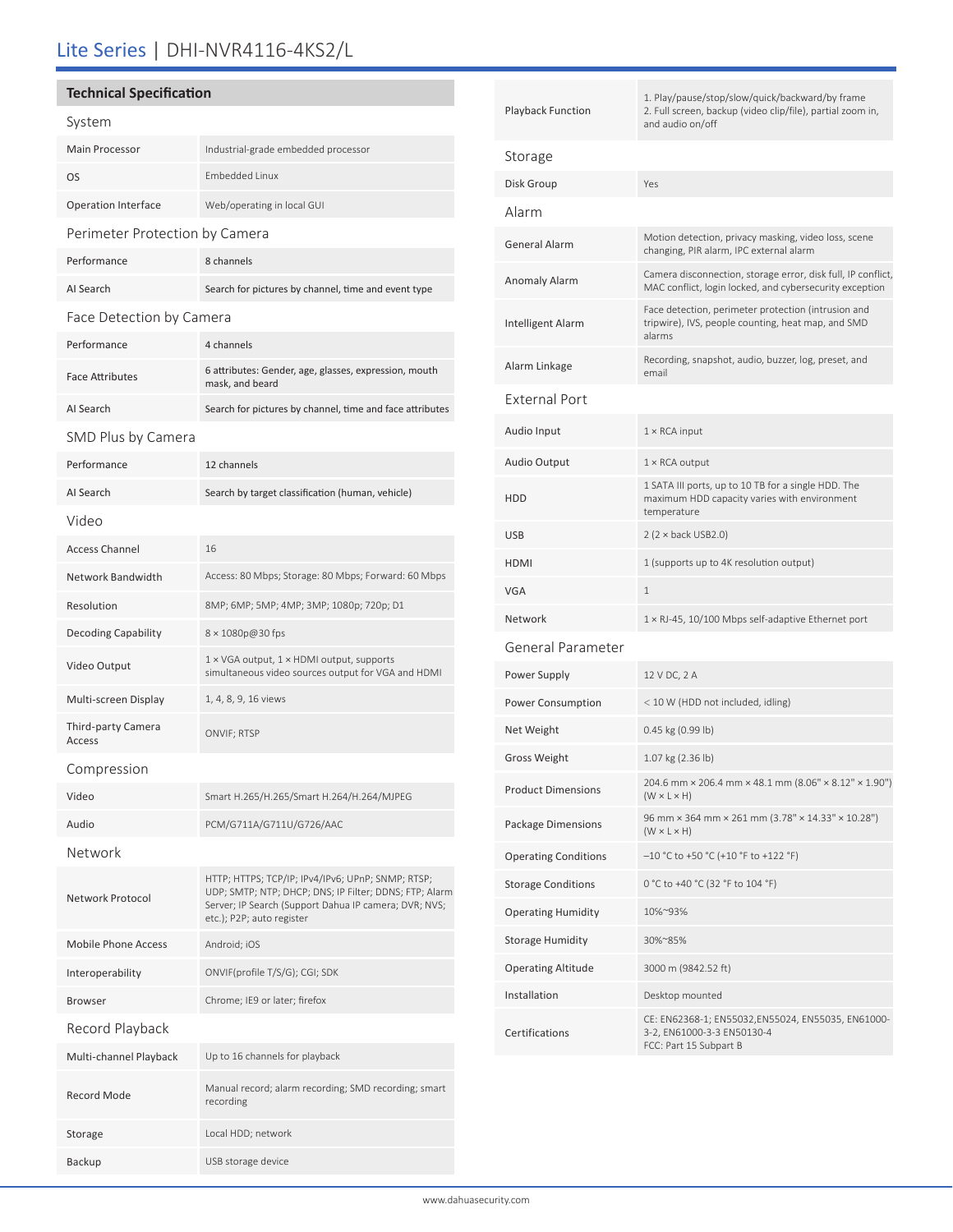# Lite Series | DHI-NVR4116-4KS2/L

## Technical Specification

### System

| | |
|---|---|
| Main Processor | Industrial-grade embedded processor |
| OS | Embedded Linux |
| Operation Interface | Web/operating in local GUI |

### Perimeter Protection by Camera

| | |
|---|---|
| Performance | 8 channels |
| AI Search | Search for pictures by channel, time and event type |

### Face Detection by Camera

| | |
|---|---|
| Performance | 4 channels |
| Face Attributes | 6 attributes: Gender, age, glasses, expression, mouth mask, and beard |
| AI Search | Search for pictures by channel, time and face attributes |

### SMD Plus by Camera

| | |
|---|---|
| Performance | 12 channels |
| AI Search | Search by target classification (human, vehicle) |

### Video

| | |
|---|---|
| Access Channel | 16 |
| Network Bandwidth | Access: 80 Mbps; Storage: 80 Mbps; Forward: 60 Mbps |
| Resolution | 8MP; 6MP; 5MP; 4MP; 3MP; 1080p; 720p; D1 |
| Decoding Capability | 8 × 1080p@30 fps |
| Video Output | 1 × VGA output, 1 × HDMI output, supports simultaneous video sources output for VGA and HDMI |
| Multi-screen Display | 1, 4, 8, 9, 16 views |
| Third-party Camera Access | ONVIF; RTSP |

### Compression

| | |
|---|---|
| Video | Smart H.265/H.265/Smart H.264/H.264/MJPEG |
| Audio | PCM/G711A/G711U/G726/AAC |

### Network

| | |
|---|---|
| Network Protocol | HTTP; HTTPS; TCP/IP; IPv4/IPv6; UPnP; SNMP; RTSP; UDP; SMTP; NTP; DHCP; DNS; IP Filter; DDNS; FTP; Alarm Server; IP Search (Support Dahua IP camera; DVR; NVS; etc.); P2P; auto register |
| Mobile Phone Access | Android; iOS |
| Interoperability | ONVIF(profile T/S/G); CGI; SDK |
| Browser | Chrome; IE9 or later; firefox |

### Record Playback

| | |
|---|---|
| Multi-channel Playback | Up to 16 channels for playback |
| Record Mode | Manual record; alarm recording; SMD recording; smart recording |
| Storage | Local HDD; network |
| Backup | USB storage device |
| Playback Function | 1. Play/pause/stop/slow/quick/backward/by frame<br>2. Full screen, backup (video clip/file), partial zoom in, and audio on/off |

### Storage

| | |
|---|---|
| Disk Group | Yes |

### Alarm

| | |
|---|---|
| General Alarm | Motion detection, privacy masking, video loss, scene changing, PIR alarm, IPC external alarm |
| Anomaly Alarm | Camera disconnection, storage error, disk full, IP conflict, MAC conflict, login locked, and cybersecurity exception |
| Intelligent Alarm | Face detection, perimeter protection (intrusion and tripwire), IVS, people counting, heat map, and SMD alarms |
| Alarm Linkage | Recording, snapshot, audio, buzzer, log, preset, and email |

### External Port

| | |
|---|---|
| Audio Input | 1 × RCA input |
| Audio Output | 1 × RCA output |
| HDD | 1 SATA III ports, up to 10 TB for a single HDD. The maximum HDD capacity varies with environment temperature |
| USB | 2 (2 × back USB2.0) |
| HDMI | 1 (supports up to 4K resolution output) |
| VGA | 1 |
| Network | 1 × RJ-45, 10/100 Mbps self-adaptive Ethernet port |

### General Parameter

| | |
|---|---|
| Power Supply | 12 V DC, 2 A |
| Power Consumption | < 10 W (HDD not included, idling) |
| Net Weight | 0.45 kg (0.99 lb) |
| Gross Weight | 1.07 kg (2.36 lb) |
| Product Dimensions | 204.6 mm × 206.4 mm × 48.1 mm (8.06" × 8.12" × 1.90") (W × L × H) |
| Package Dimensions | 96 mm × 364 mm × 261 mm (3.78" × 14.33" × 10.28") (W × L × H) |
| Operating Conditions | –10 °C to +50 °C (+10 °F to +122 °F) |
| Storage Conditions | 0 °C to +40 °C (32 °F to 104 °F) |
| Operating Humidity | 10%~93% |
| Storage Humidity | 30%~85% |
| Operating Altitude | 3000 m (9842.52 ft) |
| Installation | Desktop mounted |
| Certifications | CE: EN62368-1; EN55032,EN55024, EN55035, EN61000-3-2, EN61000-3-3 EN50130-4<br>FCC: Part 15 Subpart B |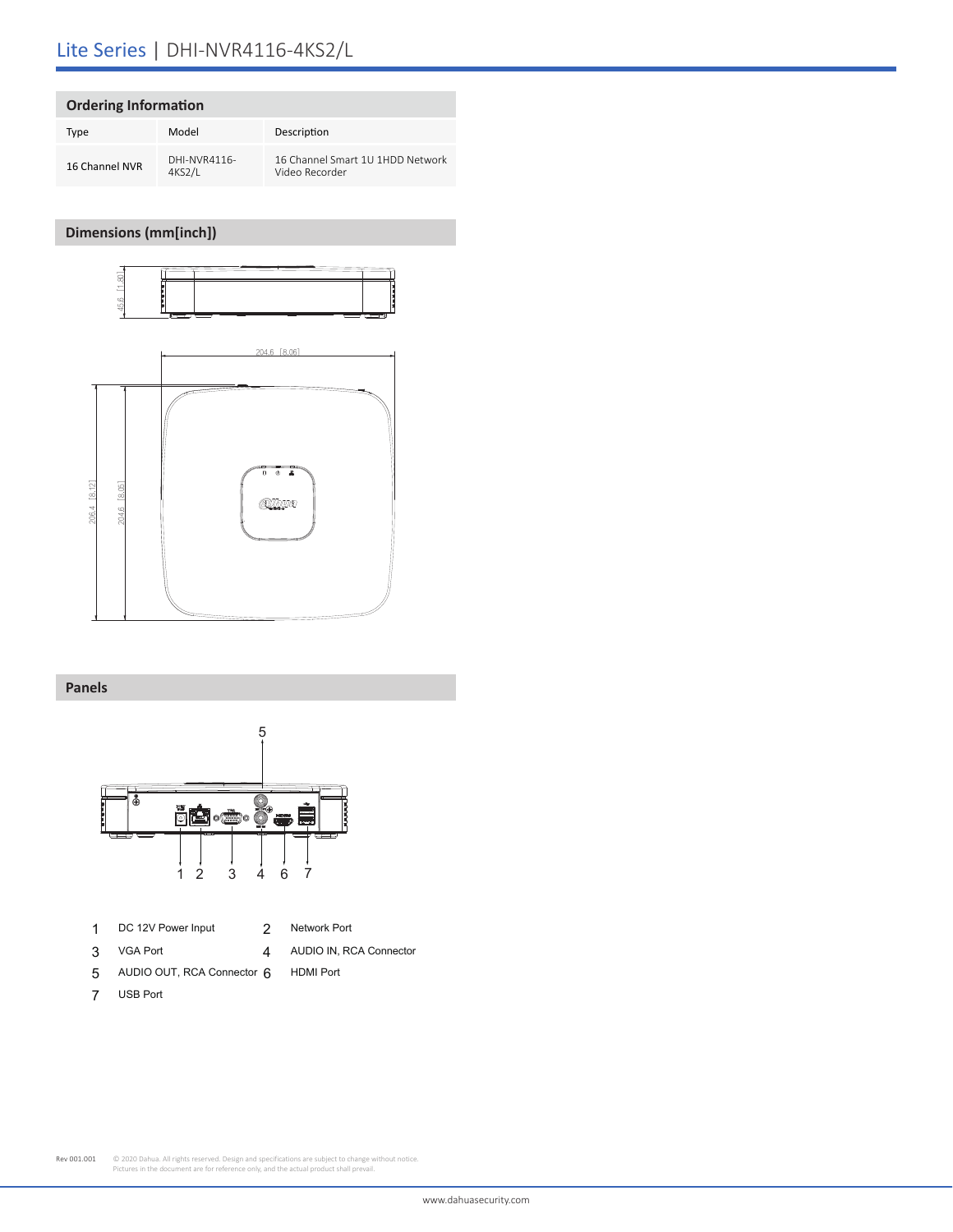# Lite Series | DHI-NVR4116-4KS2/L

## Ordering Information

| Type | Model | Description |
|---|---|---|
| 16 Channel NVR | DHI-NVR4116-4KS2/L | 16 Channel Smart 1U 1HDD Network Video Recorder |

## Dimensions (mm[inch])

45.6 [1.80]

204.6 [8.06]

206.4 [8.12]

204.6 [8.05]

## Panels

5

1 2 3 4 6 7

| | | | |
|---|---|---|---|
| 1 | DC 12V Power Input | 2 | Network Port |
| 3 | VGA Port | 4 | AUDIO IN, RCA Connector |
| 5 | AUDIO OUT, RCA Connector | 6 | HDMI Port |
| 7 | USB Port | | |

Rev 001.001 © 2020 Dahua. All rights reserved. Design and specifications are subject to change without notice. Pictures in the document are for reference only, and the actual product shall prevail.

www.dahuasecurity.com